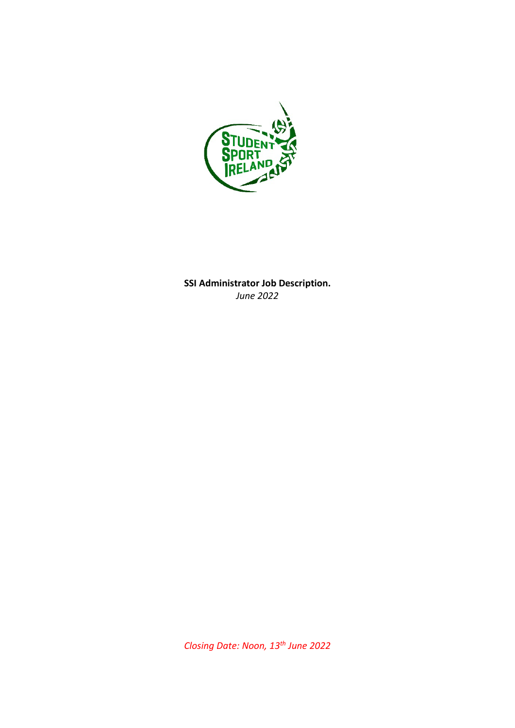**SSI Administrator Job Description.**

*June 2022*

*Closing Date: Noon, 13th June 2022*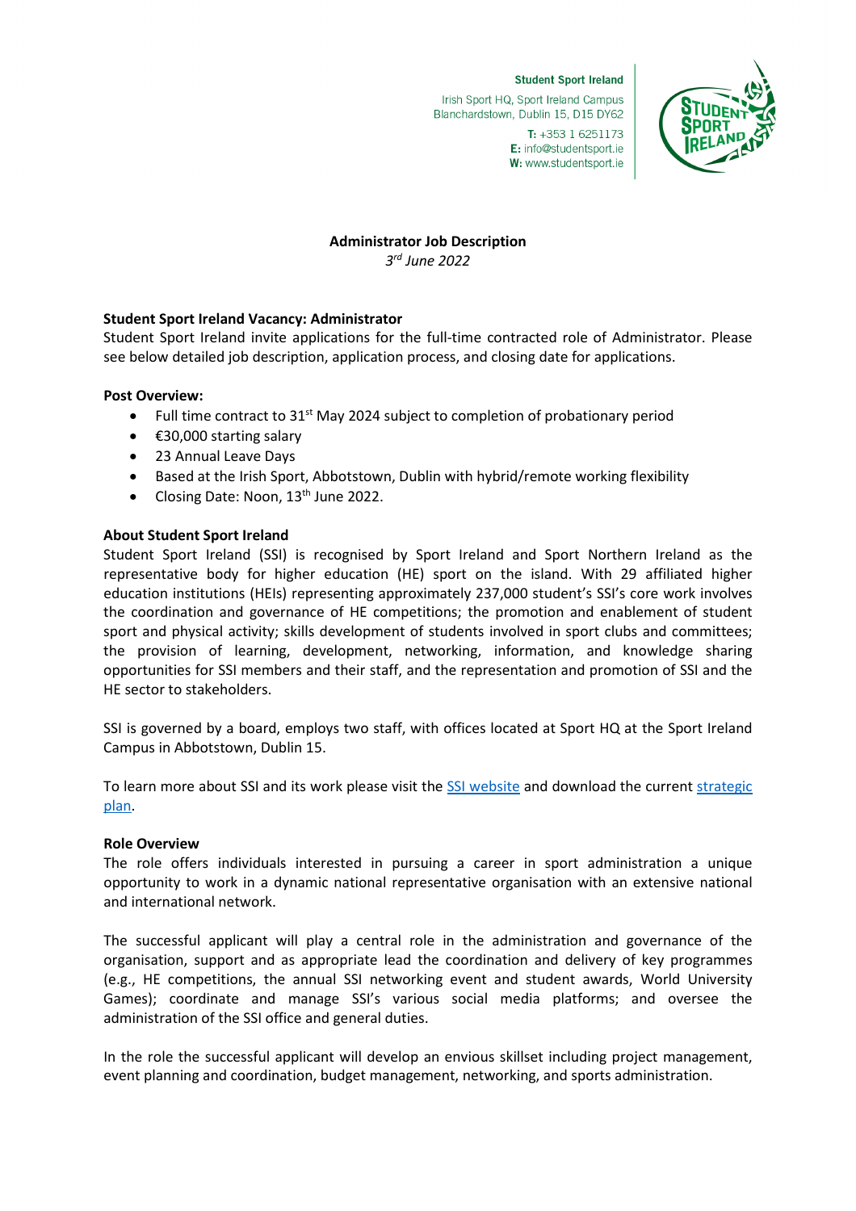Student Sport Ireland
Irish Sport HQ, Sport Ireland Campus
Blanchardstown, Dublin 15, D15 DY62
T: +353 1 6251173
E: info@studentsport.ie
W: www.studentsport.ie

**Administrator Job Description**
*3rd June 2022*

**Student Sport Ireland Vacancy: Administrator**
Student Sport Ireland invite applications for the full-time contracted role of Administrator. Please see below detailed job description, application process, and closing date for applications.

**Post Overview:**

- Full time contract to 31st May 2024 subject to completion of probationary period
- €30,000 starting salary
- 23 Annual Leave Days
- Based at the Irish Sport, Abbotstown, Dublin with hybrid/remote working flexibility
- Closing Date: Noon, 13th June 2022.

**About Student Sport Ireland**
Student Sport Ireland (SSI) is recognised by Sport Ireland and Sport Northern Ireland as the representative body for higher education (HE) sport on the island. With 29 affiliated higher education institutions (HEIs) representing approximately 237,000 student's SSI's core work involves the coordination and governance of HE competitions; the promotion and enablement of student sport and physical activity; skills development of students involved in sport clubs and committees; the provision of learning, development, networking, information, and knowledge sharing opportunities for SSI members and their staff, and the representation and promotion of SSI and the HE sector to stakeholders.

SSI is governed by a board, employs two staff, with offices located at Sport HQ at the Sport Ireland Campus in Abbotstown, Dublin 15.

To learn more about SSI and its work please visit the SSI website and download the current strategic plan.

**Role Overview**
The role offers individuals interested in pursuing a career in sport administration a unique opportunity to work in a dynamic national representative organisation with an extensive national and international network.

The successful applicant will play a central role in the administration and governance of the organisation, support and as appropriate lead the coordination and delivery of key programmes (e.g., HE competitions, the annual SSI networking event and student awards, World University Games); coordinate and manage SSI's various social media platforms; and oversee the administration of the SSI office and general duties.

In the role the successful applicant will develop an envious skillset including project management, event planning and coordination, budget management, networking, and sports administration.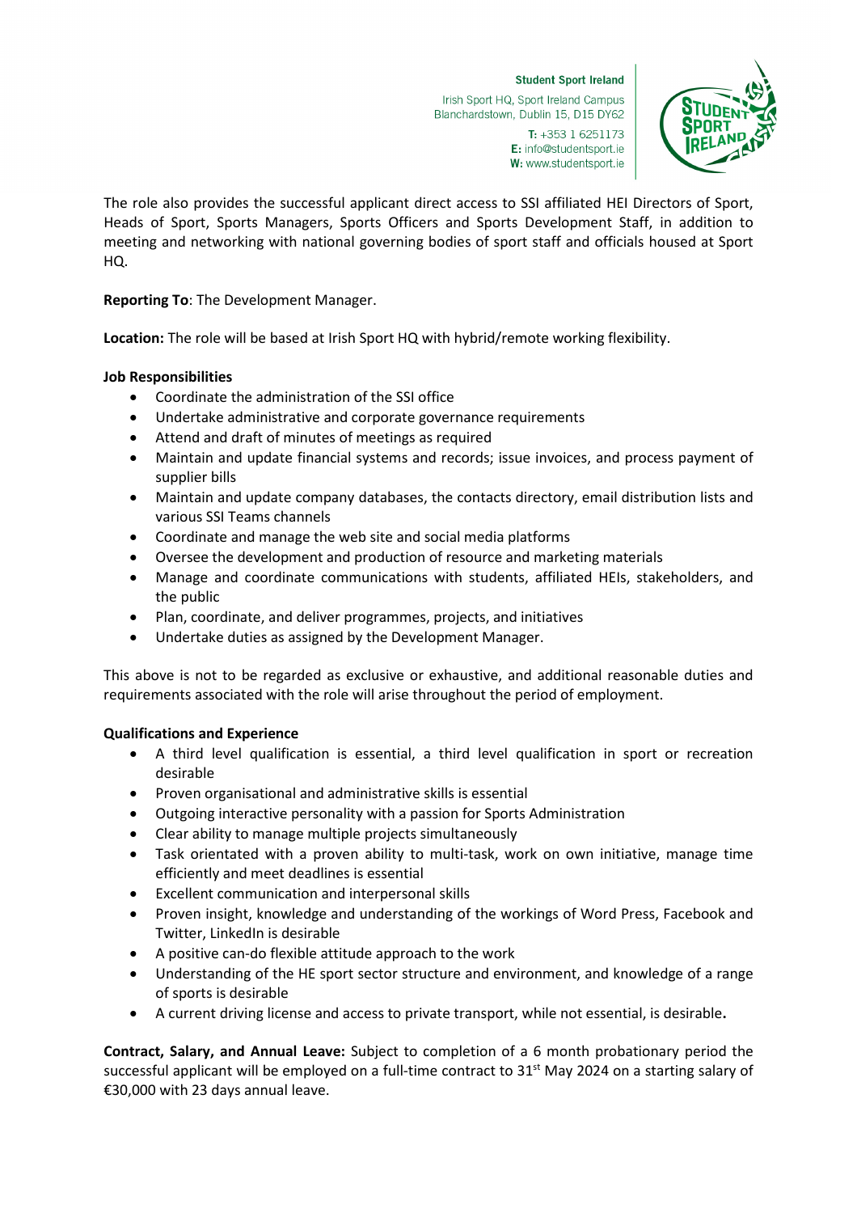The role also provides the successful applicant direct access to SSI affiliated HEI Directors of Sport, Heads of Sport, Sports Managers, Sports Officers and Sports Development Staff, in addition to meeting and networking with national governing bodies of sport staff and officials housed at Sport HQ.

**Reporting To**: The Development Manager.

**Location:** The role will be based at Irish Sport HQ with hybrid/remote working flexibility.

**Job Responsibilities**

- Coordinate the administration of the SSI office
- Undertake administrative and corporate governance requirements
- Attend and draft of minutes of meetings as required
- Maintain and update financial systems and records; issue invoices, and process payment of supplier bills
- Maintain and update company databases, the contacts directory, email distribution lists and various SSI Teams channels
- Coordinate and manage the web site and social media platforms
- Oversee the development and production of resource and marketing materials
- Manage and coordinate communications with students, affiliated HEIs, stakeholders, and the public
- Plan, coordinate, and deliver programmes, projects, and initiatives
- Undertake duties as assigned by the Development Manager.

This above is not to be regarded as exclusive or exhaustive, and additional reasonable duties and requirements associated with the role will arise throughout the period of employment.

**Qualifications and Experience**

- A third level qualification is essential, a third level qualification in sport or recreation desirable
- Proven organisational and administrative skills is essential
- Outgoing interactive personality with a passion for Sports Administration
- Clear ability to manage multiple projects simultaneously
- Task orientated with a proven ability to multi-task, work on own initiative, manage time efficiently and meet deadlines is essential
- Excellent communication and interpersonal skills
- Proven insight, knowledge and understanding of the workings of Word Press, Facebook and Twitter, LinkedIn is desirable
- A positive can-do flexible attitude approach to the work
- Understanding of the HE sport sector structure and environment, and knowledge of a range of sports is desirable
- A current driving license and access to private transport, while not essential, is desirable.

**Contract, Salary, and Annual Leave:** Subject to completion of a 6 month probationary period the successful applicant will be employed on a full-time contract to 31st May 2024 on a starting salary of €30,000 with 23 days annual leave.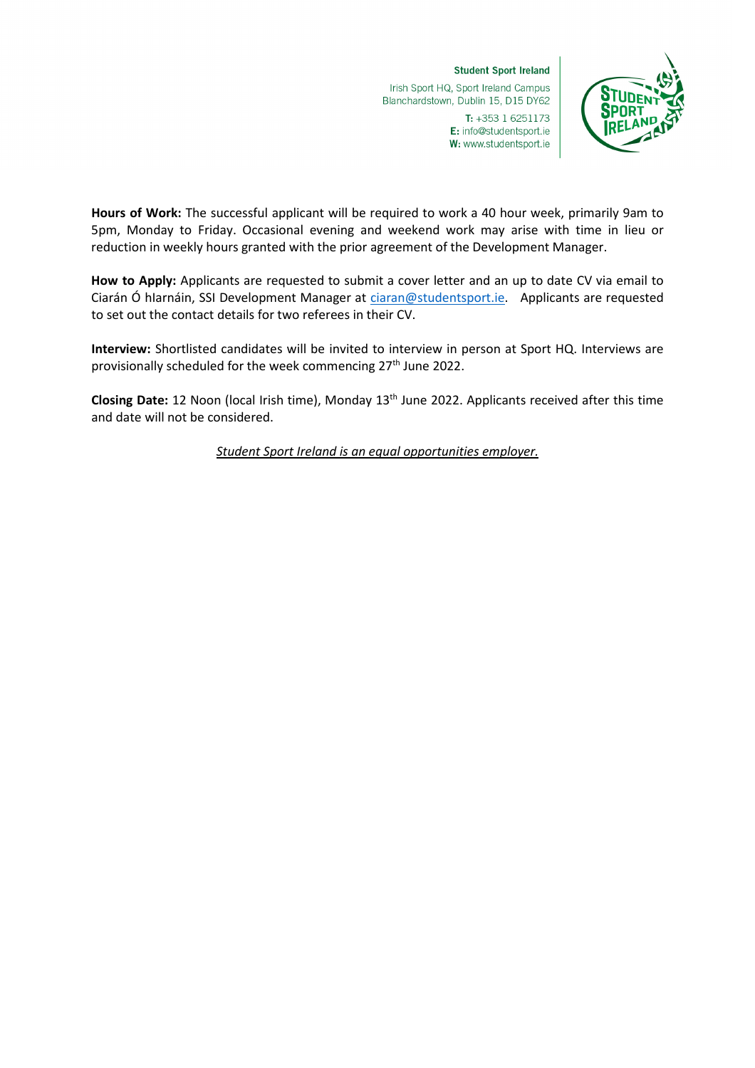**Hours of Work:** The successful applicant will be required to work a 40 hour week, primarily 9am to 5pm, Monday to Friday. Occasional evening and weekend work may arise with time in lieu or reduction in weekly hours granted with the prior agreement of the Development Manager.

**How to Apply:** Applicants are requested to submit a cover letter and an up to date CV via email to Ciarán Ó hIarnáin, SSI Development Manager at ciaran@studentsport.ie. Applicants are requested to set out the contact details for two referees in their CV.

**Interview:** Shortlisted candidates will be invited to interview in person at Sport HQ. Interviews are provisionally scheduled for the week commencing 27th June 2022.

**Closing Date:** 12 Noon (local Irish time), Monday 13th June 2022. Applicants received after this time and date will not be considered.

*Student Sport Ireland is an equal opportunities employer.*